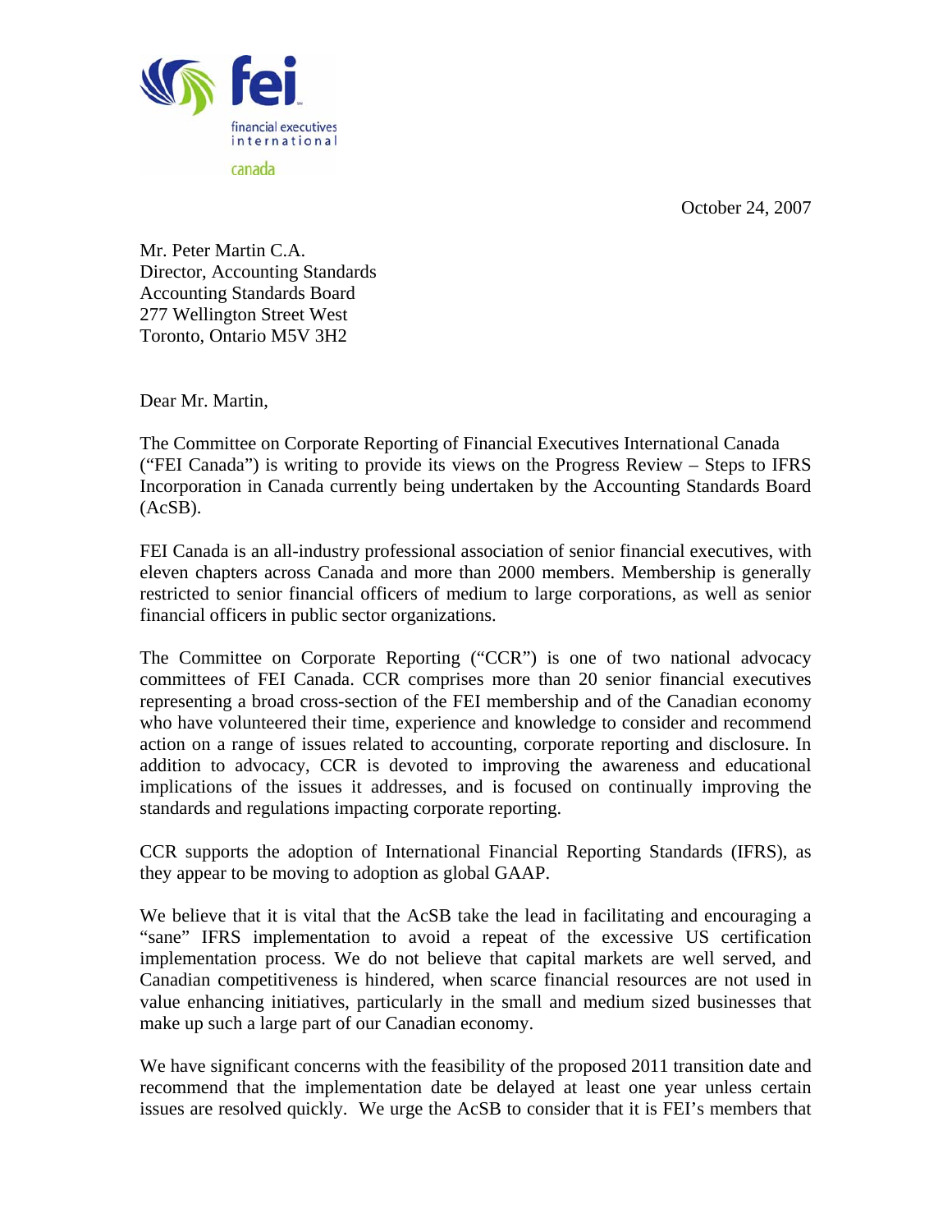fei

financial executives international

canada

October 24, 2007

Mr. Peter Martin C.A.
Director, Accounting Standards
Accounting Standards Board
277 Wellington Street West
Toronto, Ontario M5V 3H2

Dear Mr. Martin,

The Committee on Corporate Reporting of Financial Executives International Canada ("FEI Canada") is writing to provide its views on the Progress Review – Steps to IFRS Incorporation in Canada currently being undertaken by the Accounting Standards Board (AcSB).

FEI Canada is an all-industry professional association of senior financial executives, with eleven chapters across Canada and more than 2000 members. Membership is generally restricted to senior financial officers of medium to large corporations, as well as senior financial officers in public sector organizations.

The Committee on Corporate Reporting ("CCR") is one of two national advocacy committees of FEI Canada. CCR comprises more than 20 senior financial executives representing a broad cross-section of the FEI membership and of the Canadian economy who have volunteered their time, experience and knowledge to consider and recommend action on a range of issues related to accounting, corporate reporting and disclosure. In addition to advocacy, CCR is devoted to improving the awareness and educational implications of the issues it addresses, and is focused on continually improving the standards and regulations impacting corporate reporting.

CCR supports the adoption of International Financial Reporting Standards (IFRS), as they appear to be moving to adoption as global GAAP.

We believe that it is vital that the AcSB take the lead in facilitating and encouraging a "sane" IFRS implementation to avoid a repeat of the excessive US certification implementation process. We do not believe that capital markets are well served, and Canadian competitiveness is hindered, when scarce financial resources are not used in value enhancing initiatives, particularly in the small and medium sized businesses that make up such a large part of our Canadian economy.

We have significant concerns with the feasibility of the proposed 2011 transition date and recommend that the implementation date be delayed at least one year unless certain issues are resolved quickly. We urge the AcSB to consider that it is FEI's members that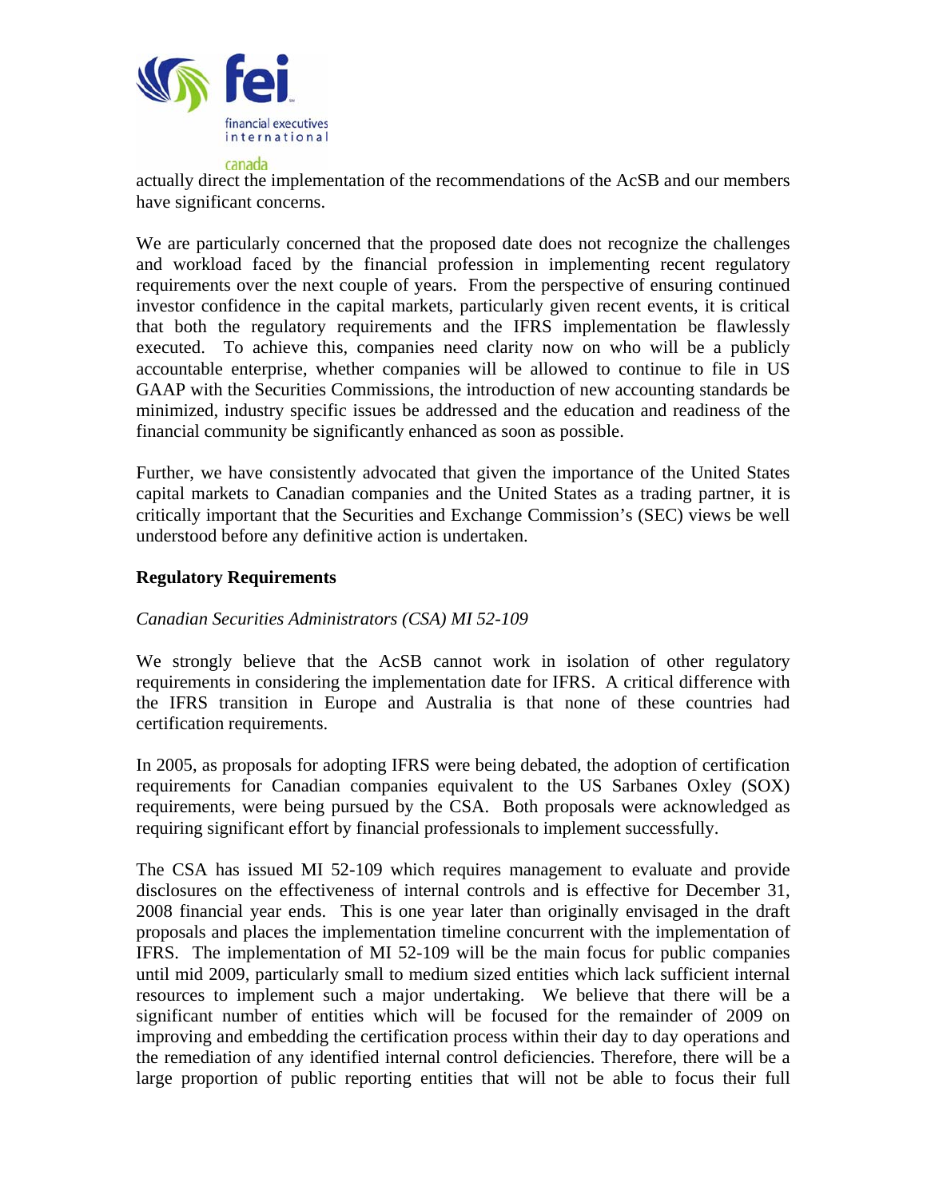actually direct the implementation of the recommendations of the AcSB and our members have significant concerns.

We are particularly concerned that the proposed date does not recognize the challenges and workload faced by the financial profession in implementing recent regulatory requirements over the next couple of years. From the perspective of ensuring continued investor confidence in the capital markets, particularly given recent events, it is critical that both the regulatory requirements and the IFRS implementation be flawlessly executed. To achieve this, companies need clarity now on who will be a publicly accountable enterprise, whether companies will be allowed to continue to file in US GAAP with the Securities Commissions, the introduction of new accounting standards be minimized, industry specific issues be addressed and the education and readiness of the financial community be significantly enhanced as soon as possible.

Further, we have consistently advocated that given the importance of the United States capital markets to Canadian companies and the United States as a trading partner, it is critically important that the Securities and Exchange Commission's (SEC) views be well understood before any definitive action is undertaken.

## Regulatory Requirements

*Canadian Securities Administrators (CSA) MI 52-109*

We strongly believe that the AcSB cannot work in isolation of other regulatory requirements in considering the implementation date for IFRS. A critical difference with the IFRS transition in Europe and Australia is that none of these countries had certification requirements.

In 2005, as proposals for adopting IFRS were being debated, the adoption of certification requirements for Canadian companies equivalent to the US Sarbanes Oxley (SOX) requirements, were being pursued by the CSA. Both proposals were acknowledged as requiring significant effort by financial professionals to implement successfully.

The CSA has issued MI 52-109 which requires management to evaluate and provide disclosures on the effectiveness of internal controls and is effective for December 31, 2008 financial year ends. This is one year later than originally envisaged in the draft proposals and places the implementation timeline concurrent with the implementation of IFRS. The implementation of MI 52-109 will be the main focus for public companies until mid 2009, particularly small to medium sized entities which lack sufficient internal resources to implement such a major undertaking. We believe that there will be a significant number of entities which will be focused for the remainder of 2009 on improving and embedding the certification process within their day to day operations and the remediation of any identified internal control deficiencies. Therefore, there will be a large proportion of public reporting entities that will not be able to focus their full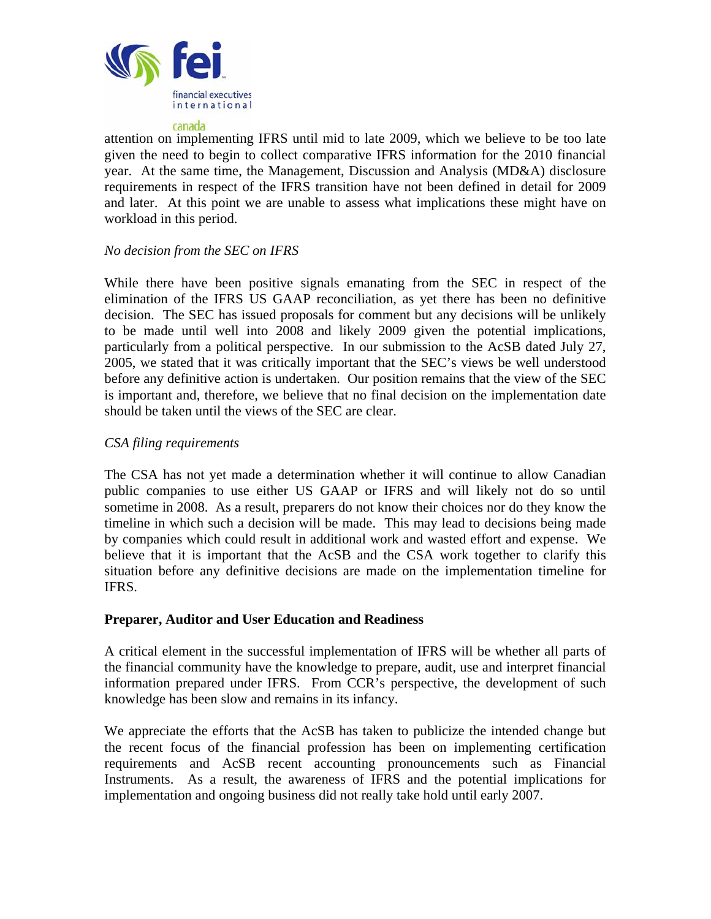attention on implementing IFRS until mid to late 2009, which we believe to be too late given the need to begin to collect comparative IFRS information for the 2010 financial year. At the same time, the Management, Discussion and Analysis (MD&A) disclosure requirements in respect of the IFRS transition have not been defined in detail for 2009 and later. At this point we are unable to assess what implications these might have on workload in this period.

*No decision from the SEC on IFRS*

While there have been positive signals emanating from the SEC in respect of the elimination of the IFRS US GAAP reconciliation, as yet there has been no definitive decision. The SEC has issued proposals for comment but any decisions will be unlikely to be made until well into 2008 and likely 2009 given the potential implications, particularly from a political perspective. In our submission to the AcSB dated July 27, 2005, we stated that it was critically important that the SEC's views be well understood before any definitive action is undertaken. Our position remains that the view of the SEC is important and, therefore, we believe that no final decision on the implementation date should be taken until the views of the SEC are clear.

*CSA filing requirements*

The CSA has not yet made a determination whether it will continue to allow Canadian public companies to use either US GAAP or IFRS and will likely not do so until sometime in 2008. As a result, preparers do not know their choices nor do they know the timeline in which such a decision will be made. This may lead to decisions being made by companies which could result in additional work and wasted effort and expense. We believe that it is important that the AcSB and the CSA work together to clarify this situation before any definitive decisions are made on the implementation timeline for IFRS.

**Preparer, Auditor and User Education and Readiness**

A critical element in the successful implementation of IFRS will be whether all parts of the financial community have the knowledge to prepare, audit, use and interpret financial information prepared under IFRS. From CCR's perspective, the development of such knowledge has been slow and remains in its infancy.

We appreciate the efforts that the AcSB has taken to publicize the intended change but the recent focus of the financial profession has been on implementing certification requirements and AcSB recent accounting pronouncements such as Financial Instruments. As a result, the awareness of IFRS and the potential implications for implementation and ongoing business did not really take hold until early 2007.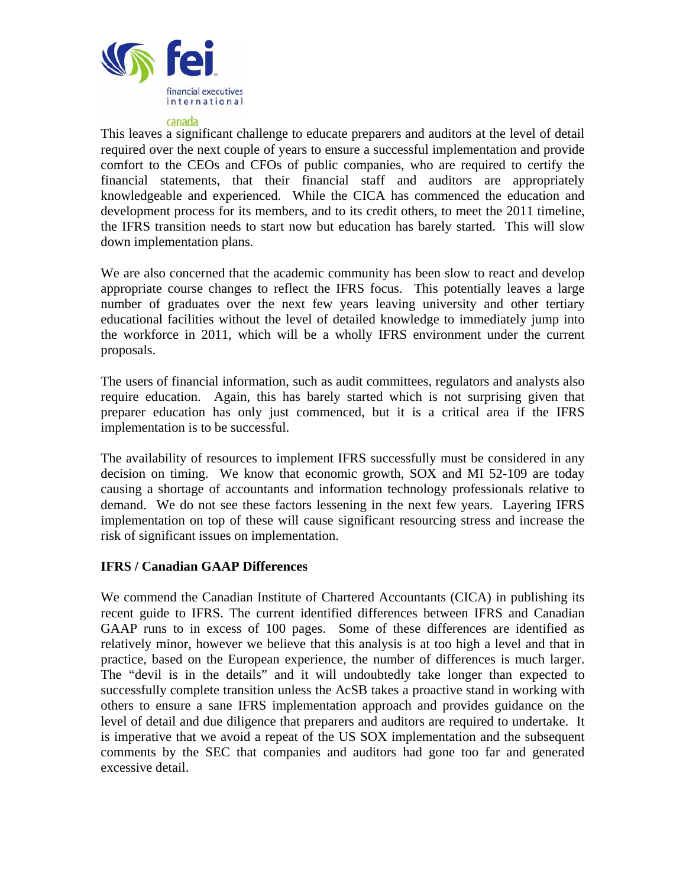This leaves a significant challenge to educate preparers and auditors at the level of detail required over the next couple of years to ensure a successful implementation and provide comfort to the CEOs and CFOs of public companies, who are required to certify the financial statements, that their financial staff and auditors are appropriately knowledgeable and experienced. While the CICA has commenced the education and development process for its members, and to its credit others, to meet the 2011 timeline, the IFRS transition needs to start now but education has barely started. This will slow down implementation plans.

We are also concerned that the academic community has been slow to react and develop appropriate course changes to reflect the IFRS focus. This potentially leaves a large number of graduates over the next few years leaving university and other tertiary educational facilities without the level of detailed knowledge to immediately jump into the workforce in 2011, which will be a wholly IFRS environment under the current proposals.

The users of financial information, such as audit committees, regulators and analysts also require education. Again, this has barely started which is not surprising given that preparer education has only just commenced, but it is a critical area if the IFRS implementation is to be successful.

The availability of resources to implement IFRS successfully must be considered in any decision on timing. We know that economic growth, SOX and MI 52-109 are today causing a shortage of accountants and information technology professionals relative to demand. We do not see these factors lessening in the next few years. Layering IFRS implementation on top of these will cause significant resourcing stress and increase the risk of significant issues on implementation.

**IFRS / Canadian GAAP Differences**

We commend the Canadian Institute of Chartered Accountants (CICA) in publishing its recent guide to IFRS. The current identified differences between IFRS and Canadian GAAP runs to in excess of 100 pages. Some of these differences are identified as relatively minor, however we believe that this analysis is at too high a level and that in practice, based on the European experience, the number of differences is much larger. The "devil is in the details" and it will undoubtedly take longer than expected to successfully complete transition unless the AcSB takes a proactive stand in working with others to ensure a sane IFRS implementation approach and provides guidance on the level of detail and due diligence that preparers and auditors are required to undertake. It is imperative that we avoid a repeat of the US SOX implementation and the subsequent comments by the SEC that companies and auditors had gone too far and generated excessive detail.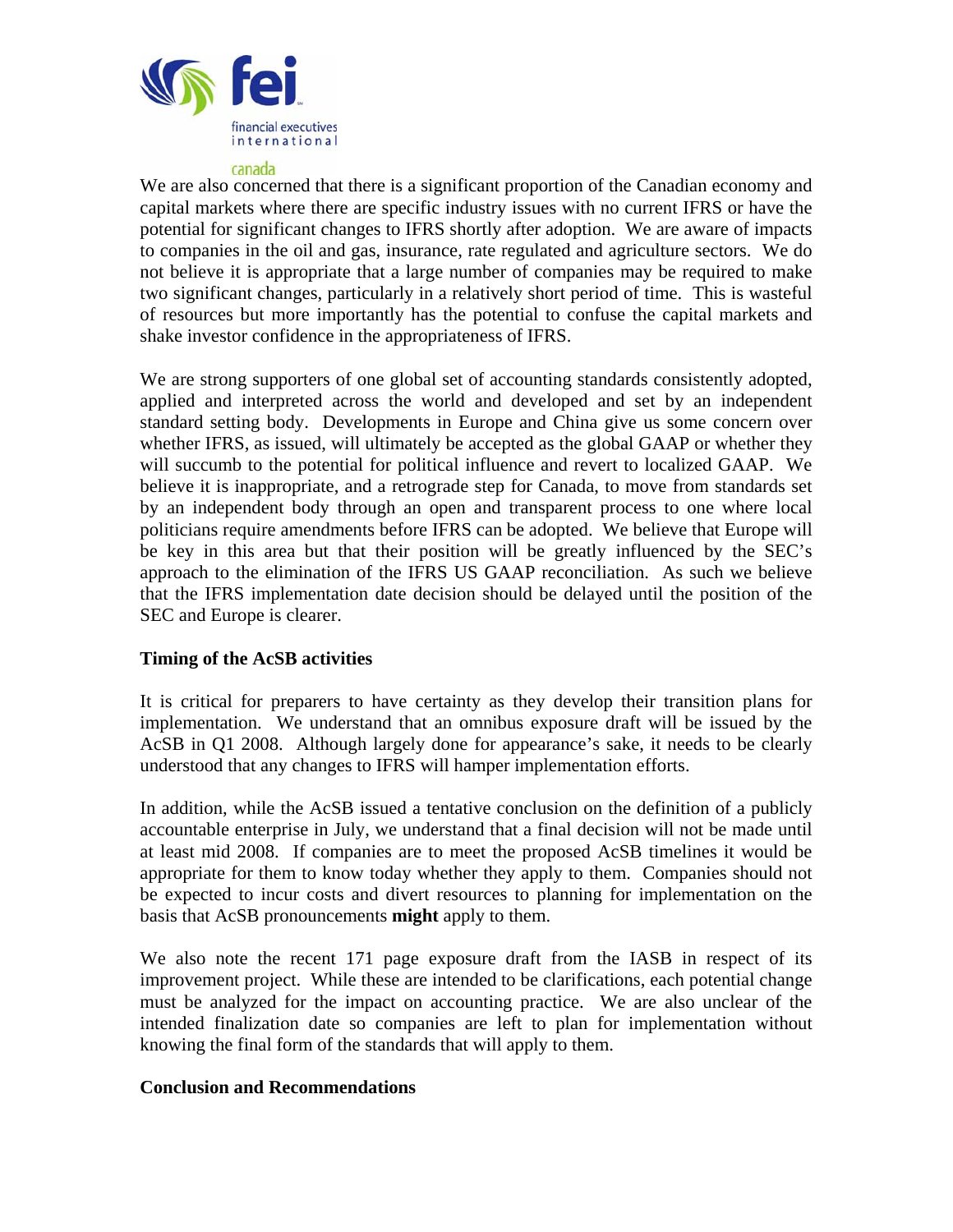We are also concerned that there is a significant proportion of the Canadian economy and capital markets where there are specific industry issues with no current IFRS or have the potential for significant changes to IFRS shortly after adoption. We are aware of impacts to companies in the oil and gas, insurance, rate regulated and agriculture sectors. We do not believe it is appropriate that a large number of companies may be required to make two significant changes, particularly in a relatively short period of time. This is wasteful of resources but more importantly has the potential to confuse the capital markets and shake investor confidence in the appropriateness of IFRS.

We are strong supporters of one global set of accounting standards consistently adopted, applied and interpreted across the world and developed and set by an independent standard setting body. Developments in Europe and China give us some concern over whether IFRS, as issued, will ultimately be accepted as the global GAAP or whether they will succumb to the potential for political influence and revert to localized GAAP. We believe it is inappropriate, and a retrograde step for Canada, to move from standards set by an independent body through an open and transparent process to one where local politicians require amendments before IFRS can be adopted. We believe that Europe will be key in this area but that their position will be greatly influenced by the SEC's approach to the elimination of the IFRS US GAAP reconciliation. As such we believe that the IFRS implementation date decision should be delayed until the position of the SEC and Europe is clearer.

**Timing of the AcSB activities**

It is critical for preparers to have certainty as they develop their transition plans for implementation. We understand that an omnibus exposure draft will be issued by the AcSB in Q1 2008. Although largely done for appearance's sake, it needs to be clearly understood that any changes to IFRS will hamper implementation efforts.

In addition, while the AcSB issued a tentative conclusion on the definition of a publicly accountable enterprise in July, we understand that a final decision will not be made until at least mid 2008. If companies are to meet the proposed AcSB timelines it would be appropriate for them to know today whether they apply to them. Companies should not be expected to incur costs and divert resources to planning for implementation on the basis that AcSB pronouncements **might** apply to them.

We also note the recent 171 page exposure draft from the IASB in respect of its improvement project. While these are intended to be clarifications, each potential change must be analyzed for the impact on accounting practice. We are also unclear of the intended finalization date so companies are left to plan for implementation without knowing the final form of the standards that will apply to them.

**Conclusion and Recommendations**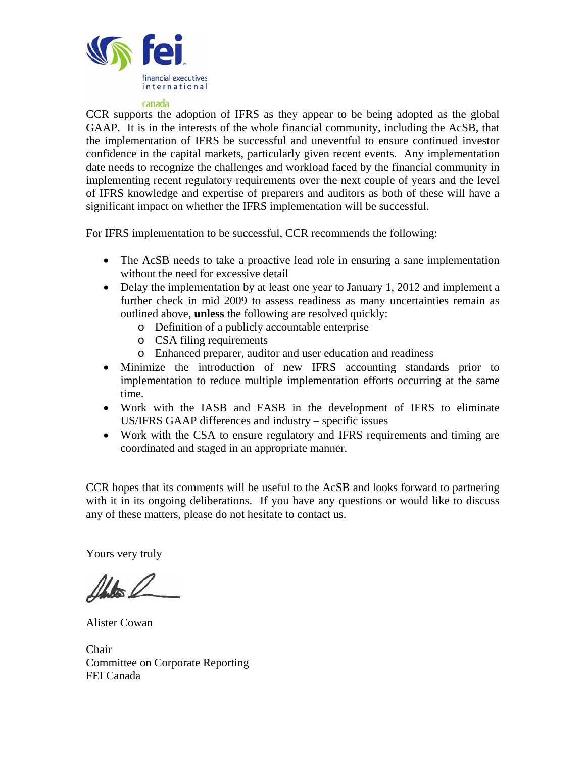CCR supports the adoption of IFRS as they appear to be being adopted as the global GAAP. It is in the interests of the whole financial community, including the AcSB, that the implementation of IFRS be successful and uneventful to ensure continued investor confidence in the capital markets, particularly given recent events. Any implementation date needs to recognize the challenges and workload faced by the financial community in implementing recent regulatory requirements over the next couple of years and the level of IFRS knowledge and expertise of preparers and auditors as both of these will have a significant impact on whether the IFRS implementation will be successful.

For IFRS implementation to be successful, CCR recommends the following:

- The AcSB needs to take a proactive lead role in ensuring a sane implementation without the need for excessive detail
- Delay the implementation by at least one year to January 1, 2012 and implement a further check in mid 2009 to assess readiness as many uncertainties remain as outlined above, **unless** the following are resolved quickly:
  - Definition of a publicly accountable enterprise
  - CSA filing requirements
  - Enhanced preparer, auditor and user education and readiness
- Minimize the introduction of new IFRS accounting standards prior to implementation to reduce multiple implementation efforts occurring at the same time.
- Work with the IASB and FASB in the development of IFRS to eliminate US/IFRS GAAP differences and industry – specific issues
- Work with the CSA to ensure regulatory and IFRS requirements and timing are coordinated and staged in an appropriate manner.

CCR hopes that its comments will be useful to the AcSB and looks forward to partnering with it in its ongoing deliberations. If you have any questions or would like to discuss any of these matters, please do not hesitate to contact us.

Yours very truly

Alister Cowan

Chair
Committee on Corporate Reporting
FEI Canada